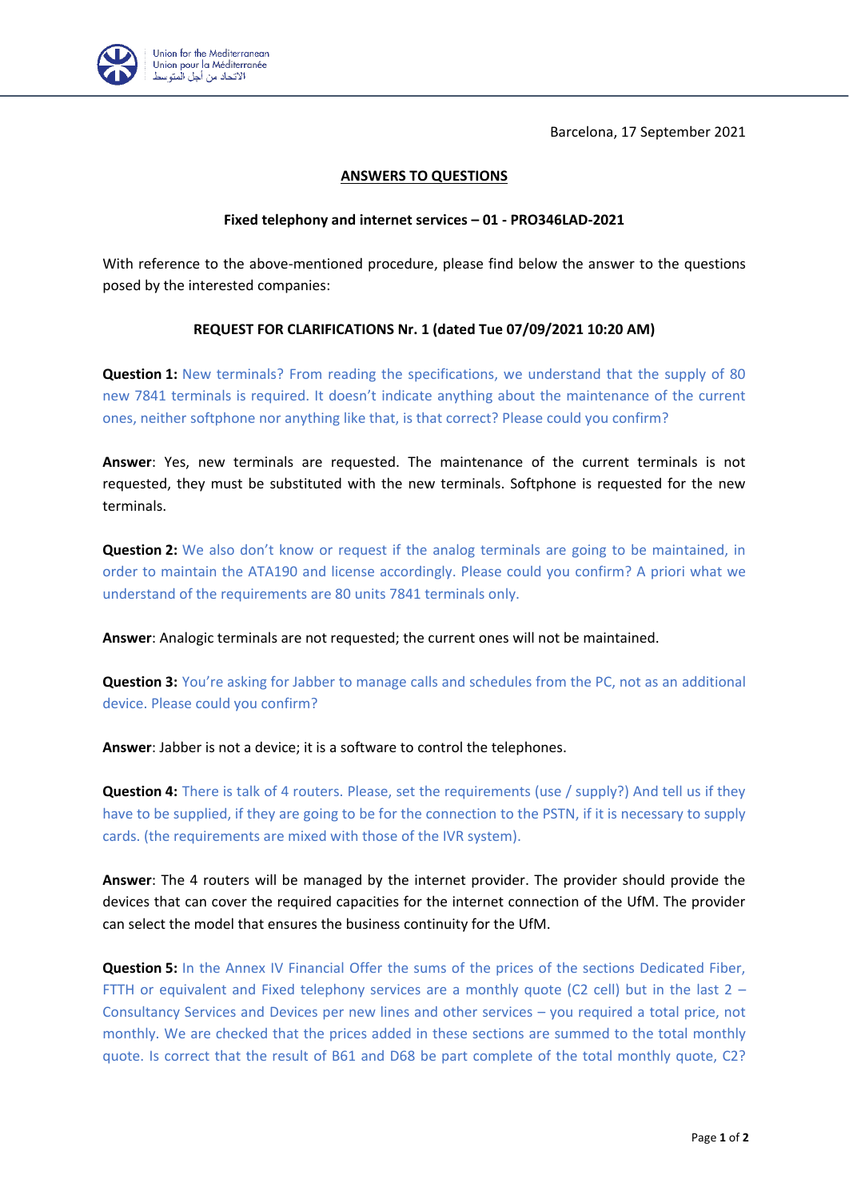Barcelona, 17 September 2021

## ANSWERS TO QUESTIONS

### Fixed telephony and internet services – 01 - PRO346LAD-2021

With reference to the above-mentioned procedure, please find below the answer to the questions posed by the interested companies:

### REQUEST FOR CLARIFICATIONS Nr. 1 (dated Tue 07/09/2021 10:20 AM)

**Question 1:** New terminals? From reading the specifications, we understand that the supply of 80 new 7841 terminals is required. It doesn't indicate anything about the maintenance of the current ones, neither softphone nor anything like that, is that correct? Please could you confirm?

**Answer**: Yes, new terminals are requested. The maintenance of the current terminals is not requested, they must be substituted with the new terminals. Softphone is requested for the new terminals.

**Question 2:** We also don't know or request if the analog terminals are going to be maintained, in order to maintain the ATA190 and license accordingly. Please could you confirm? A priori what we understand of the requirements are 80 units 7841 terminals only.

**Answer**: Analogic terminals are not requested; the current ones will not be maintained.

**Question 3:** You're asking for Jabber to manage calls and schedules from the PC, not as an additional device. Please could you confirm?

**Answer**: Jabber is not a device; it is a software to control the telephones.

**Question 4:** There is talk of 4 routers. Please, set the requirements (use / supply?) And tell us if they have to be supplied, if they are going to be for the connection to the PSTN, if it is necessary to supply cards. (the requirements are mixed with those of the IVR system).

**Answer**: The 4 routers will be managed by the internet provider. The provider should provide the devices that can cover the required capacities for the internet connection of the UfM. The provider can select the model that ensures the business continuity for the UfM.

**Question 5:** In the Annex IV Financial Offer the sums of the prices of the sections Dedicated Fiber, FTTH or equivalent and Fixed telephony services are a monthly quote (C2 cell) but in the last 2 – Consultancy Services and Devices per new lines and other services – you required a total price, not monthly. We are checked that the prices added in these sections are summed to the total monthly quote. Is correct that the result of B61 and D68 be part complete of the total monthly quote, C2?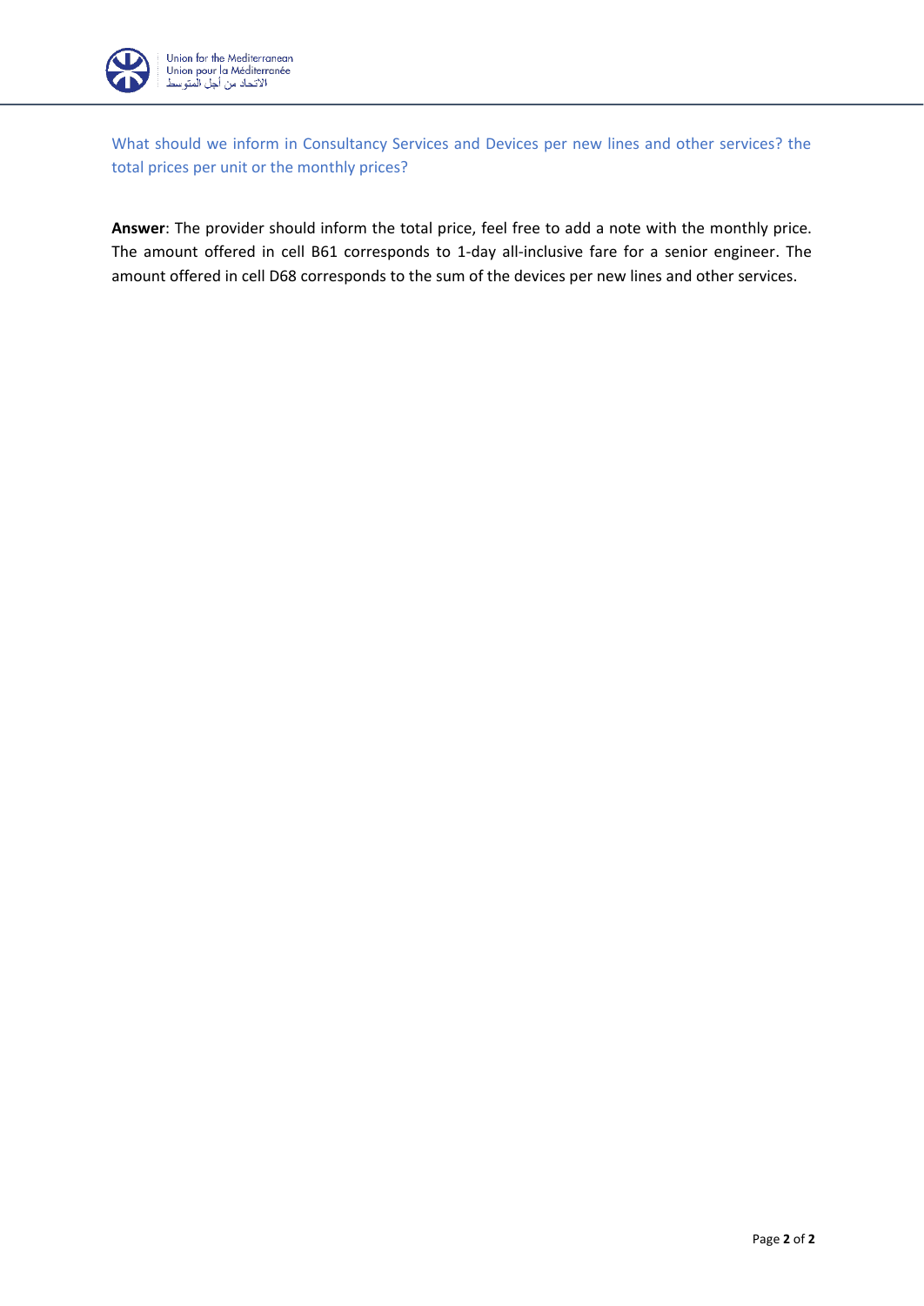What should we inform in Consultancy Services and Devices per new lines and other services? the total prices per unit or the monthly prices?

**Answer**: The provider should inform the total price, feel free to add a note with the monthly price. The amount offered in cell B61 corresponds to 1-day all-inclusive fare for a senior engineer. The amount offered in cell D68 corresponds to the sum of the devices per new lines and other services.